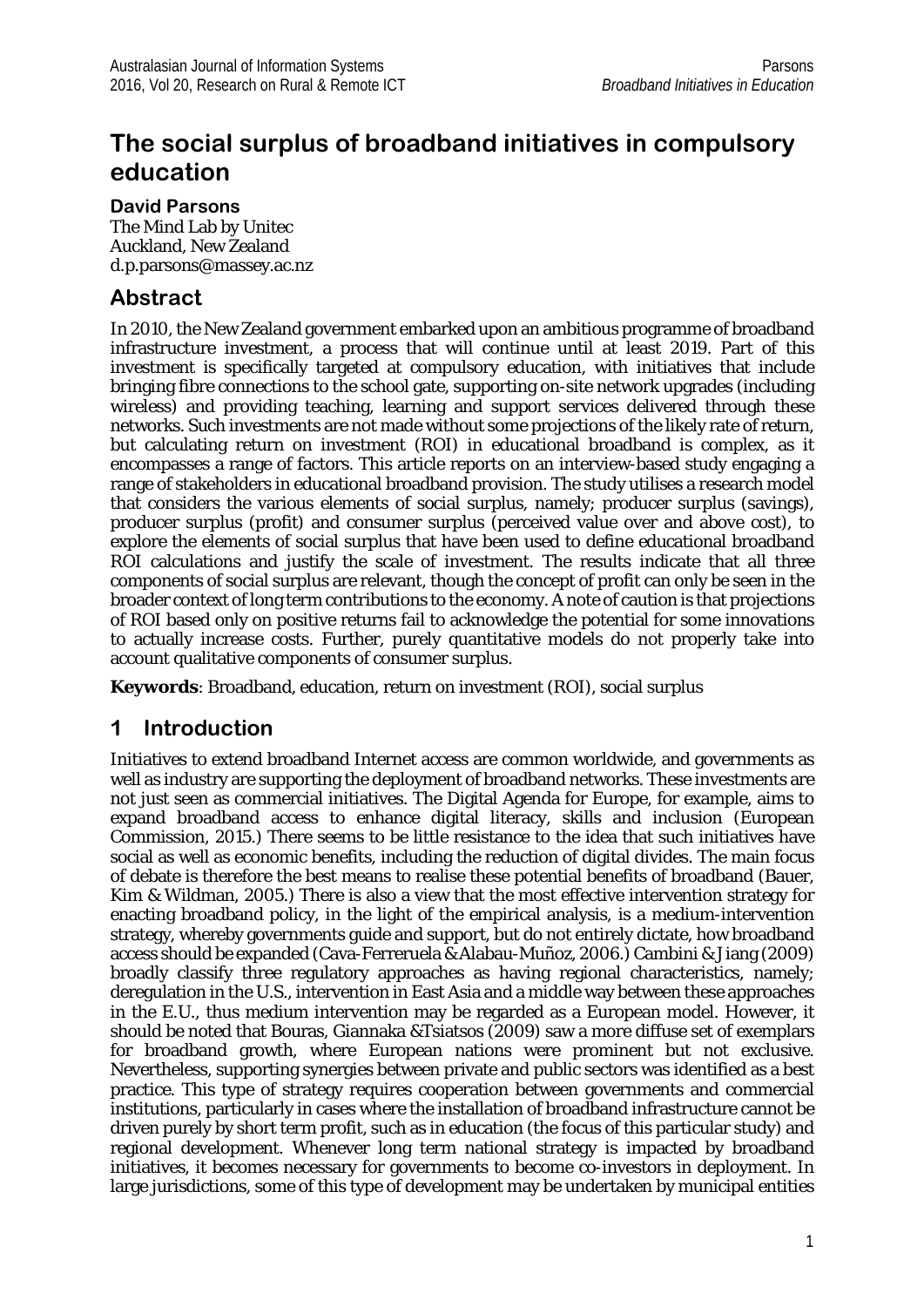# The social surplus of broadband initiatives in compulsory education

**David Parsons**
The Mind Lab by Unitec
Auckland, New Zealand
d.p.parsons@massey.ac.nz

## Abstract

In 2010, the New Zealand government embarked upon an ambitious programme of broadband infrastructure investment, a process that will continue until at least 2019. Part of this investment is specifically targeted at compulsory education, with initiatives that include bringing fibre connections to the school gate, supporting on-site network upgrades (including wireless) and providing teaching, learning and support services delivered through these networks. Such investments are not made without some projections of the likely rate of return, but calculating return on investment (ROI) in educational broadband is complex, as it encompasses a range of factors. This article reports on an interview-based study engaging a range of stakeholders in educational broadband provision. The study utilises a research model that considers the various elements of social surplus, namely; producer surplus (savings), producer surplus (profit) and consumer surplus (perceived value over and above cost), to explore the elements of social surplus that have been used to define educational broadband ROI calculations and justify the scale of investment. The results indicate that all three components of social surplus are relevant, though the concept of profit can only be seen in the broader context of long term contributions to the economy. A note of caution is that projections of ROI based only on positive returns fail to acknowledge the potential for some innovations to actually increase costs. Further, purely quantitative models do not properly take into account qualitative components of consumer surplus.

**Keywords**: Broadband, education, return on investment (ROI), social surplus

## 1 Introduction

Initiatives to extend broadband Internet access are common worldwide, and governments as well as industry are supporting the deployment of broadband networks. These investments are not just seen as commercial initiatives. The Digital Agenda for Europe, for example, aims to expand broadband access to enhance digital literacy, skills and inclusion (European Commission, 2015.) There seems to be little resistance to the idea that such initiatives have social as well as economic benefits, including the reduction of digital divides. The main focus of debate is therefore the best means to realise these potential benefits of broadband (Bauer, Kim & Wildman, 2005.) There is also a view that the most effective intervention strategy for enacting broadband policy, in the light of the empirical analysis, is a medium-intervention strategy, whereby governments guide and support, but do not entirely dictate, how broadband access should be expanded (Cava-Ferreruela & Alabau-Muñoz, 2006.) Cambini & Jiang (2009) broadly classify three regulatory approaches as having regional characteristics, namely; deregulation in the U.S., intervention in East Asia and a middle way between these approaches in the E.U., thus medium intervention may be regarded as a European model. However, it should be noted that Bouras, Giannaka &Tsiatsos (2009) saw a more diffuse set of exemplars for broadband growth, where European nations were prominent but not exclusive. Nevertheless, supporting synergies between private and public sectors was identified as a best practice. This type of strategy requires cooperation between governments and commercial institutions, particularly in cases where the installation of broadband infrastructure cannot be driven purely by short term profit, such as in education (the focus of this particular study) and regional development. Whenever long term national strategy is impacted by broadband initiatives, it becomes necessary for governments to become co-investors in deployment. In large jurisdictions, some of this type of development may be undertaken by municipal entities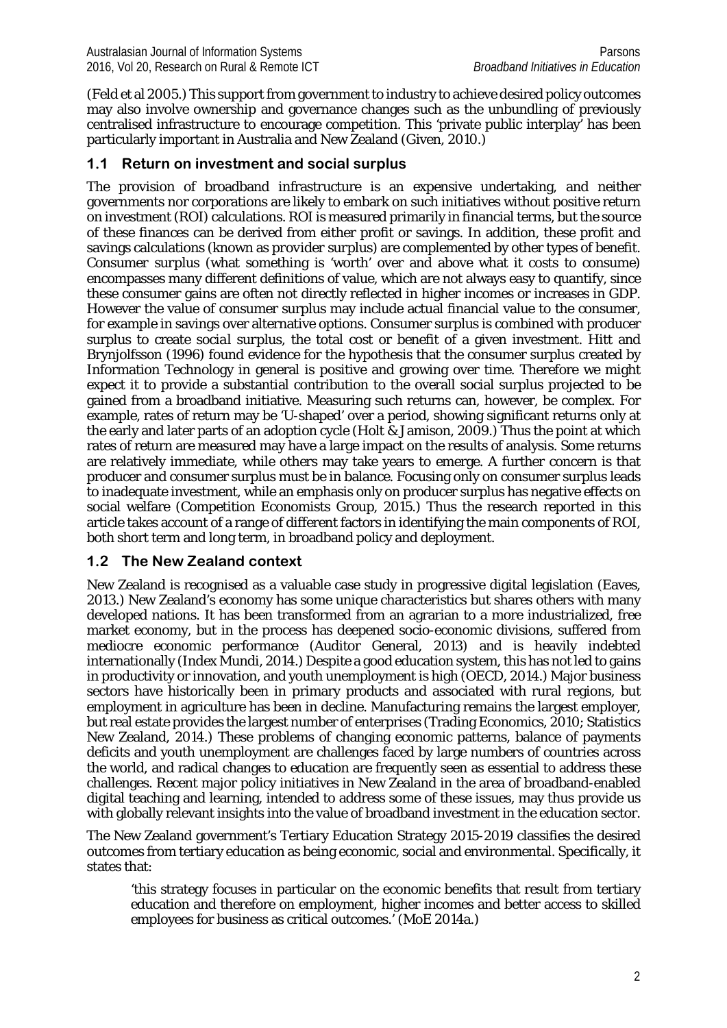(Feld et al 2005.) This support from government to industry to achieve desired policy outcomes may also involve ownership and governance changes such as the unbundling of previously centralised infrastructure to encourage competition. This 'private public interplay' has been particularly important in Australia and New Zealand (Given, 2010.)

## 1.1 Return on investment and social surplus

The provision of broadband infrastructure is an expensive undertaking, and neither governments nor corporations are likely to embark on such initiatives without positive return on investment (ROI) calculations. ROI is measured primarily in financial terms, but the source of these finances can be derived from either profit or savings. In addition, these profit and savings calculations (known as provider surplus) are complemented by other types of benefit. Consumer surplus (what something is 'worth' over and above what it costs to consume) encompasses many different definitions of value, which are not always easy to quantify, since these consumer gains are often not directly reflected in higher incomes or increases in GDP. However the value of consumer surplus may include actual financial value to the consumer, for example in savings over alternative options. Consumer surplus is combined with producer surplus to create social surplus, the total cost or benefit of a given investment. Hitt and Brynjolfsson (1996) found evidence for the hypothesis that the consumer surplus created by Information Technology in general is positive and growing over time. Therefore we might expect it to provide a substantial contribution to the overall social surplus projected to be gained from a broadband initiative. Measuring such returns can, however, be complex. For example, rates of return may be 'U-shaped' over a period, showing significant returns only at the early and later parts of an adoption cycle (Holt & Jamison, 2009.) Thus the point at which rates of return are measured may have a large impact on the results of analysis. Some returns are relatively immediate, while others may take years to emerge. A further concern is that producer and consumer surplus must be in balance. Focusing only on consumer surplus leads to inadequate investment, while an emphasis only on producer surplus has negative effects on social welfare (Competition Economists Group, 2015.) Thus the research reported in this article takes account of a range of different factors in identifying the main components of ROI, both short term and long term, in broadband policy and deployment.

## 1.2 The New Zealand context

New Zealand is recognised as a valuable case study in progressive digital legislation (Eaves, 2013.) New Zealand's economy has some unique characteristics but shares others with many developed nations. It has been transformed from an agrarian to a more industrialized, free market economy, but in the process has deepened socio-economic divisions, suffered from mediocre economic performance (Auditor General, 2013) and is heavily indebted internationally (Index Mundi, 2014.) Despite a good education system, this has not led to gains in productivity or innovation, and youth unemployment is high (OECD, 2014.) Major business sectors have historically been in primary products and associated with rural regions, but employment in agriculture has been in decline. Manufacturing remains the largest employer, but real estate provides the largest number of enterprises (Trading Economics, 2010; Statistics New Zealand, 2014.) These problems of changing economic patterns, balance of payments deficits and youth unemployment are challenges faced by large numbers of countries across the world, and radical changes to education are frequently seen as essential to address these challenges. Recent major policy initiatives in New Zealand in the area of broadband-enabled digital teaching and learning, intended to address some of these issues, may thus provide us with globally relevant insights into the value of broadband investment in the education sector.

The New Zealand government's Tertiary Education Strategy 2015-2019 classifies the desired outcomes from tertiary education as being economic, social and environmental. Specifically, it states that:

> 'this strategy focuses in particular on the economic benefits that result from tertiary education and therefore on employment, higher incomes and better access to skilled employees for business as critical outcomes.' (MoE 2014a.)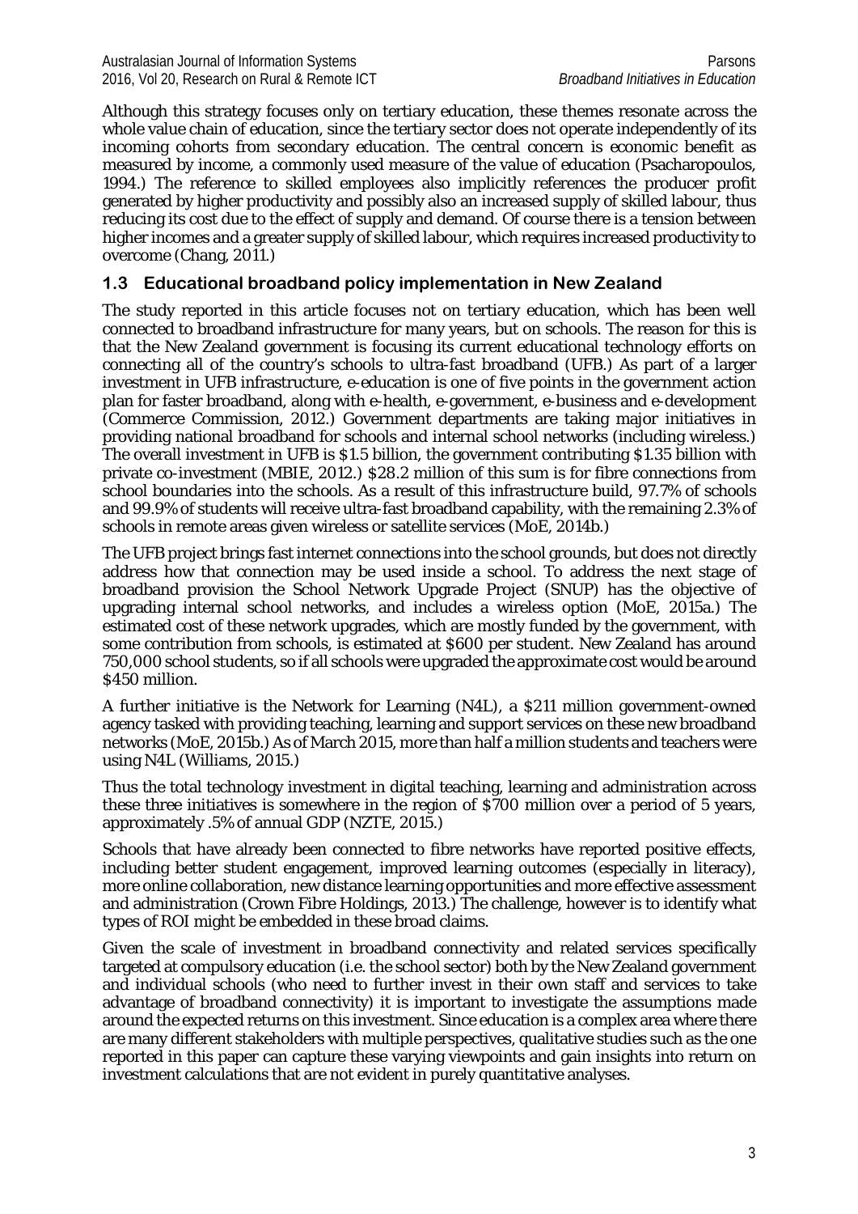Although this strategy focuses only on tertiary education, these themes resonate across the whole value chain of education, since the tertiary sector does not operate independently of its incoming cohorts from secondary education. The central concern is economic benefit as measured by income, a commonly used measure of the value of education (Psacharopoulos, 1994.) The reference to skilled employees also implicitly references the producer profit generated by higher productivity and possibly also an increased supply of skilled labour, thus reducing its cost due to the effect of supply and demand. Of course there is a tension between higher incomes and a greater supply of skilled labour, which requires increased productivity to overcome (Chang, 2011.)

## 1.3 Educational broadband policy implementation in New Zealand

The study reported in this article focuses not on tertiary education, which has been well connected to broadband infrastructure for many years, but on schools. The reason for this is that the New Zealand government is focusing its current educational technology efforts on connecting all of the country's schools to ultra-fast broadband (UFB.) As part of a larger investment in UFB infrastructure, e-education is one of five points in the government action plan for faster broadband, along with e-health, e-government, e-business and e-development (Commerce Commission, 2012.) Government departments are taking major initiatives in providing national broadband for schools and internal school networks (including wireless.) The overall investment in UFB is $1.5 billion, the government contributing $1.35 billion with private co-investment (MBIE, 2012.) $28.2 million of this sum is for fibre connections from school boundaries into the schools. As a result of this infrastructure build, 97.7% of schools and 99.9% of students will receive ultra-fast broadband capability, with the remaining 2.3% of schools in remote areas given wireless or satellite services (MoE, 2014b.)

The UFB project brings fast internet connections into the school grounds, but does not directly address how that connection may be used inside a school. To address the next stage of broadband provision the School Network Upgrade Project (SNUP) has the objective of upgrading internal school networks, and includes a wireless option (MoE, 2015a.) The estimated cost of these network upgrades, which are mostly funded by the government, with some contribution from schools, is estimated at $600 per student. New Zealand has around 750,000 school students, so if all schools were upgraded the approximate cost would be around $450 million.

A further initiative is the Network for Learning (N4L), a $211 million government-owned agency tasked with providing teaching, learning and support services on these new broadband networks (MoE, 2015b.) As of March 2015, more than half a million students and teachers were using N4L (Williams, 2015.)

Thus the total technology investment in digital teaching, learning and administration across these three initiatives is somewhere in the region of $700 million over a period of 5 years, approximately .5% of annual GDP (NZTE, 2015.)

Schools that have already been connected to fibre networks have reported positive effects, including better student engagement, improved learning outcomes (especially in literacy), more online collaboration, new distance learning opportunities and more effective assessment and administration (Crown Fibre Holdings, 2013.) The challenge, however is to identify what types of ROI might be embedded in these broad claims.

Given the scale of investment in broadband connectivity and related services specifically targeted at compulsory education (i.e. the school sector) both by the New Zealand government and individual schools (who need to further invest in their own staff and services to take advantage of broadband connectivity) it is important to investigate the assumptions made around the expected returns on this investment. Since education is a complex area where there are many different stakeholders with multiple perspectives, qualitative studies such as the one reported in this paper can capture these varying viewpoints and gain insights into return on investment calculations that are not evident in purely quantitative analyses.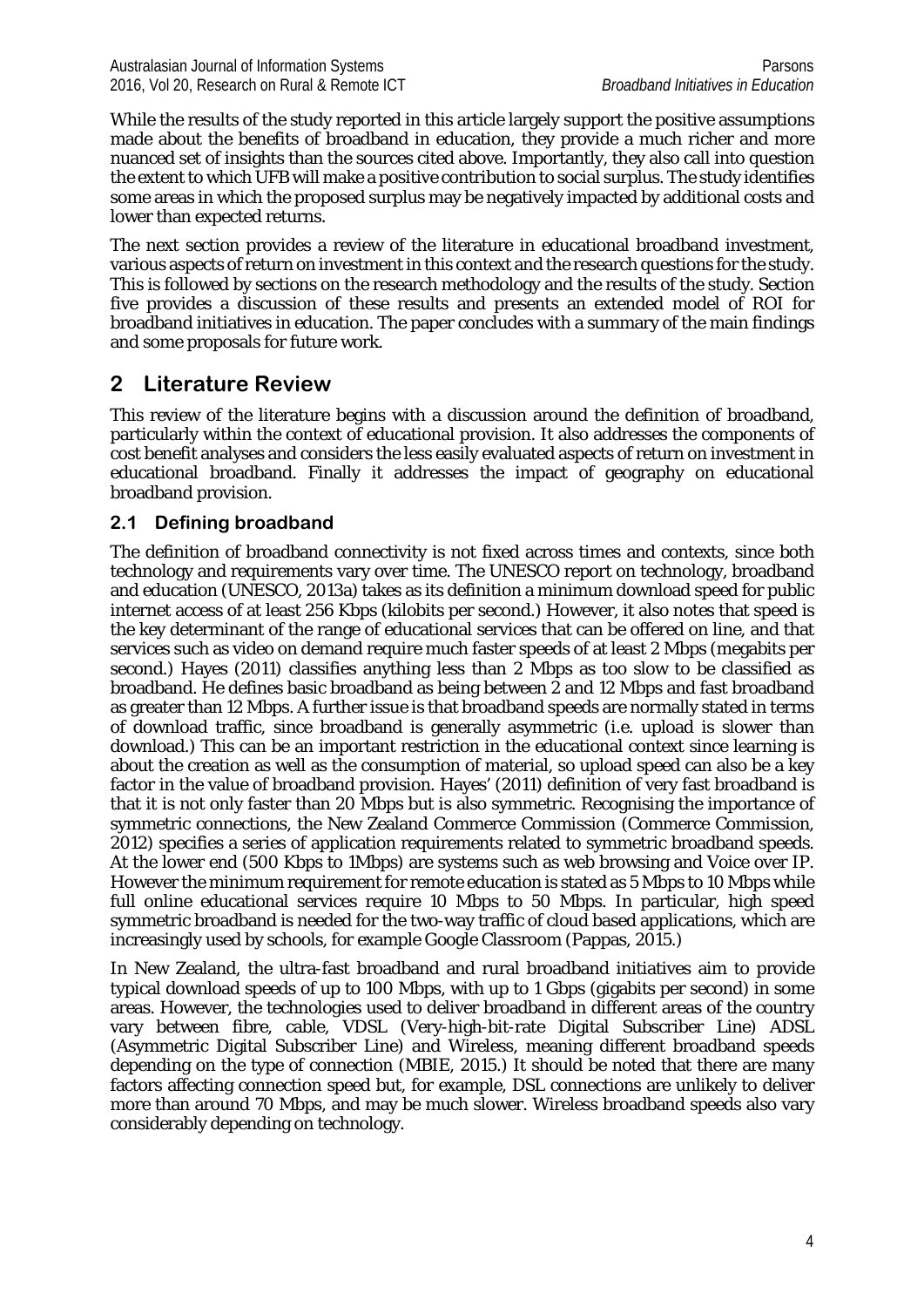While the results of the study reported in this article largely support the positive assumptions made about the benefits of broadband in education, they provide a much richer and more nuanced set of insights than the sources cited above. Importantly, they also call into question the extent to which UFB will make a positive contribution to social surplus. The study identifies some areas in which the proposed surplus may be negatively impacted by additional costs and lower than expected returns.

The next section provides a review of the literature in educational broadband investment, various aspects of return on investment in this context and the research questions for the study. This is followed by sections on the research methodology and the results of the study. Section five provides a discussion of these results and presents an extended model of ROI for broadband initiatives in education. The paper concludes with a summary of the main findings and some proposals for future work.

## 2 Literature Review

This review of the literature begins with a discussion around the definition of broadband, particularly within the context of educational provision. It also addresses the components of cost benefit analyses and considers the less easily evaluated aspects of return on investment in educational broadband. Finally it addresses the impact of geography on educational broadband provision.

### 2.1 Defining broadband

The definition of broadband connectivity is not fixed across times and contexts, since both technology and requirements vary over time. The UNESCO report on technology, broadband and education (UNESCO, 2013a) takes as its definition a minimum download speed for public internet access of at least 256 Kbps (kilobits per second.) However, it also notes that speed is the key determinant of the range of educational services that can be offered on line, and that services such as video on demand require much faster speeds of at least 2 Mbps (megabits per second.) Hayes (2011) classifies anything less than 2 Mbps as too slow to be classified as broadband. He defines basic broadband as being between 2 and 12 Mbps and fast broadband as greater than 12 Mbps. A further issue is that broadband speeds are normally stated in terms of download traffic, since broadband is generally asymmetric (i.e. upload is slower than download.) This can be an important restriction in the educational context since learning is about the creation as well as the consumption of material, so upload speed can also be a key factor in the value of broadband provision. Hayes' (2011) definition of very fast broadband is that it is not only faster than 20 Mbps but is also symmetric. Recognising the importance of symmetric connections, the New Zealand Commerce Commission (Commerce Commission, 2012) specifies a series of application requirements related to symmetric broadband speeds. At the lower end (500 Kbps to 1Mbps) are systems such as web browsing and Voice over IP. However the minimum requirement for remote education is stated as 5 Mbps to 10 Mbps while full online educational services require 10 Mbps to 50 Mbps. In particular, high speed symmetric broadband is needed for the two-way traffic of cloud based applications, which are increasingly used by schools, for example Google Classroom (Pappas, 2015.)

In New Zealand, the ultra-fast broadband and rural broadband initiatives aim to provide typical download speeds of up to 100 Mbps, with up to 1 Gbps (gigabits per second) in some areas. However, the technologies used to deliver broadband in different areas of the country vary between fibre, cable, VDSL (Very-high-bit-rate Digital Subscriber Line) ADSL (Asymmetric Digital Subscriber Line) and Wireless, meaning different broadband speeds depending on the type of connection (MBIE, 2015.) It should be noted that there are many factors affecting connection speed but, for example, DSL connections are unlikely to deliver more than around 70 Mbps, and may be much slower. Wireless broadband speeds also vary considerably depending on technology.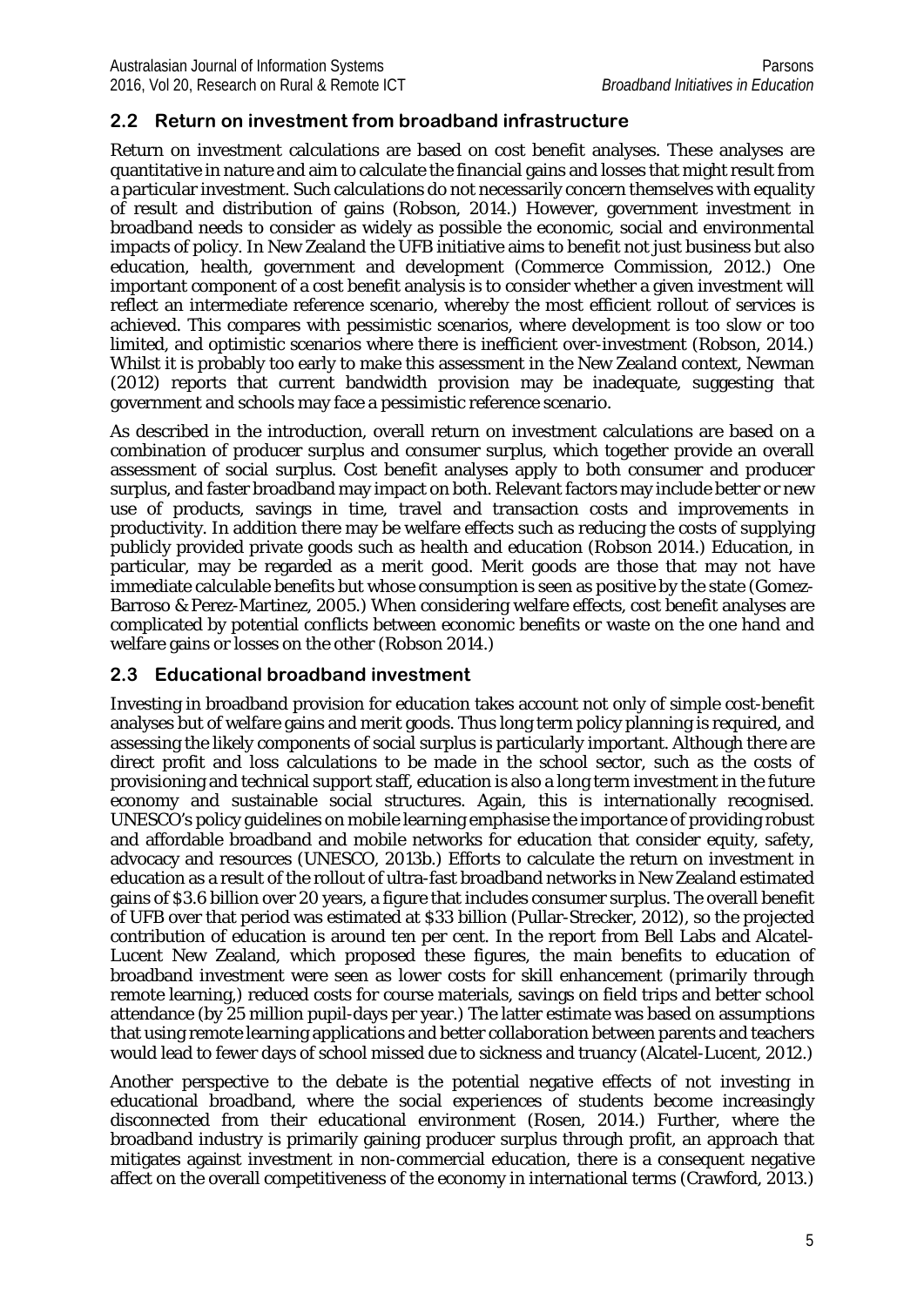## 2.2 Return on investment from broadband infrastructure

Return on investment calculations are based on cost benefit analyses. These analyses are quantitative in nature and aim to calculate the financial gains and losses that might result from a particular investment. Such calculations do not necessarily concern themselves with equality of result and distribution of gains (Robson, 2014.) However, government investment in broadband needs to consider as widely as possible the economic, social and environmental impacts of policy. In New Zealand the UFB initiative aims to benefit not just business but also education, health, government and development (Commerce Commission, 2012.) One important component of a cost benefit analysis is to consider whether a given investment will reflect an intermediate reference scenario, whereby the most efficient rollout of services is achieved. This compares with pessimistic scenarios, where development is too slow or too limited, and optimistic scenarios where there is inefficient over-investment (Robson, 2014.) Whilst it is probably too early to make this assessment in the New Zealand context, Newman (2012) reports that current bandwidth provision may be inadequate, suggesting that government and schools may face a pessimistic reference scenario.

As described in the introduction, overall return on investment calculations are based on a combination of producer surplus and consumer surplus, which together provide an overall assessment of social surplus. Cost benefit analyses apply to both consumer and producer surplus, and faster broadband may impact on both. Relevant factors may include better or new use of products, savings in time, travel and transaction costs and improvements in productivity. In addition there may be welfare effects such as reducing the costs of supplying publicly provided private goods such as health and education (Robson 2014.) Education, in particular, may be regarded as a merit good. Merit goods are those that may not have immediate calculable benefits but whose consumption is seen as positive by the state (Gomez-Barroso & Perez-Martinez, 2005.) When considering welfare effects, cost benefit analyses are complicated by potential conflicts between economic benefits or waste on the one hand and welfare gains or losses on the other (Robson 2014.)

## 2.3 Educational broadband investment

Investing in broadband provision for education takes account not only of simple cost-benefit analyses but of welfare gains and merit goods. Thus long term policy planning is required, and assessing the likely components of social surplus is particularly important. Although there are direct profit and loss calculations to be made in the school sector, such as the costs of provisioning and technical support staff, education is also a long term investment in the future economy and sustainable social structures. Again, this is internationally recognised. UNESCO's policy guidelines on mobile learning emphasise the importance of providing robust and affordable broadband and mobile networks for education that consider equity, safety, advocacy and resources (UNESCO, 2013b.) Efforts to calculate the return on investment in education as a result of the rollout of ultra-fast broadband networks in New Zealand estimated gains of $3.6 billion over 20 years, a figure that includes consumer surplus. The overall benefit of UFB over that period was estimated at $33 billion (Pullar-Strecker, 2012), so the projected contribution of education is around ten per cent. In the report from Bell Labs and Alcatel-Lucent New Zealand, which proposed these figures, the main benefits to education of broadband investment were seen as lower costs for skill enhancement (primarily through remote learning,) reduced costs for course materials, savings on field trips and better school attendance (by 25 million pupil-days per year.) The latter estimate was based on assumptions that using remote learning applications and better collaboration between parents and teachers would lead to fewer days of school missed due to sickness and truancy (Alcatel-Lucent, 2012.)

Another perspective to the debate is the potential negative effects of not investing in educational broadband, where the social experiences of students become increasingly disconnected from their educational environment (Rosen, 2014.) Further, where the broadband industry is primarily gaining producer surplus through profit, an approach that mitigates against investment in non-commercial education, there is a consequent negative affect on the overall competitiveness of the economy in international terms (Crawford, 2013.)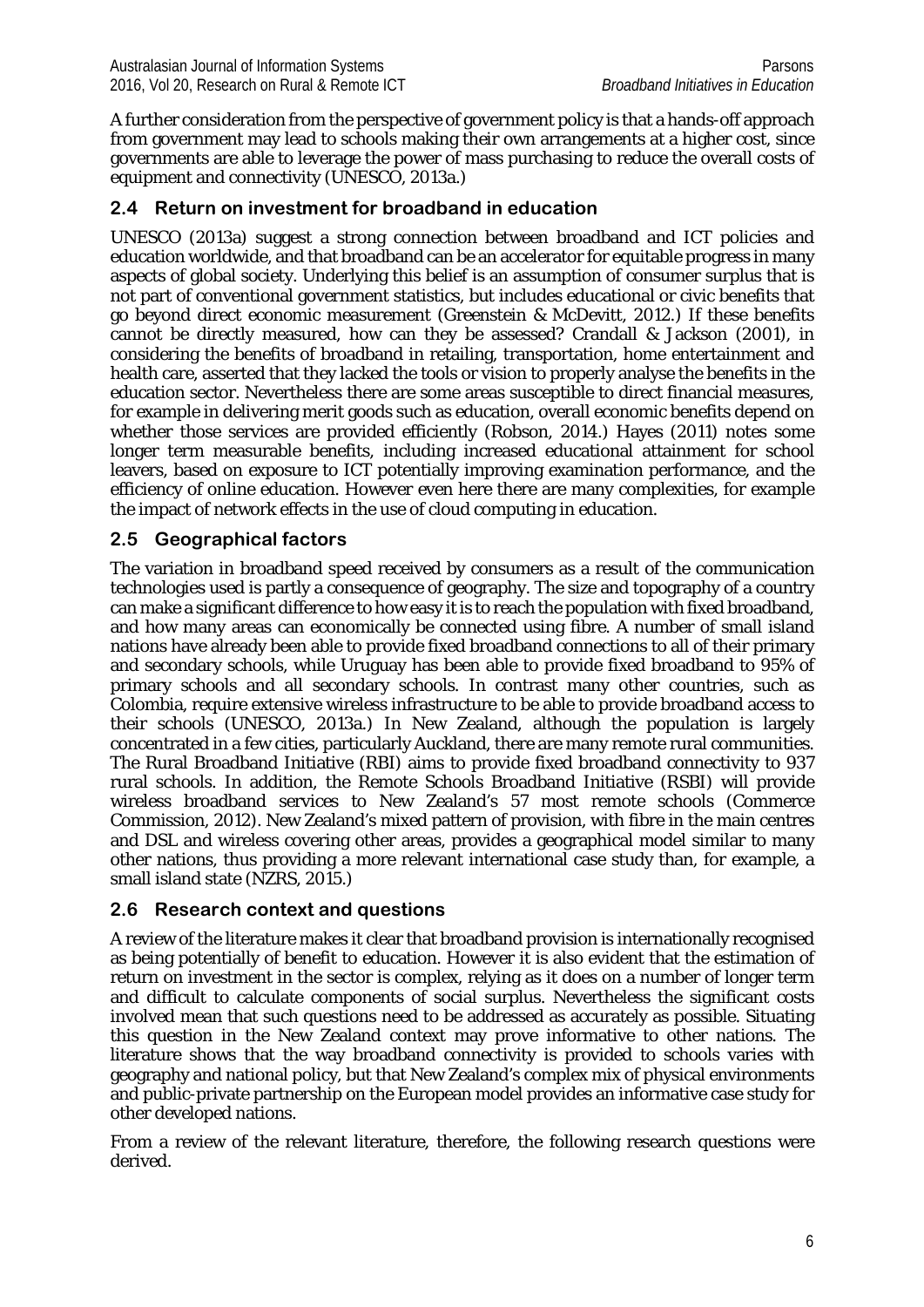A further consideration from the perspective of government policy is that a hands-off approach from government may lead to schools making their own arrangements at a higher cost, since governments are able to leverage the power of mass purchasing to reduce the overall costs of equipment and connectivity (UNESCO, 2013a.)

## 2.4 Return on investment for broadband in education

UNESCO (2013a) suggest a strong connection between broadband and ICT policies and education worldwide, and that broadband can be an accelerator for equitable progress in many aspects of global society. Underlying this belief is an assumption of consumer surplus that is not part of conventional government statistics, but includes educational or civic benefits that go beyond direct economic measurement (Greenstein & McDevitt, 2012.) If these benefits cannot be directly measured, how can they be assessed? Crandall & Jackson (2001), in considering the benefits of broadband in retailing, transportation, home entertainment and health care, asserted that they lacked the tools or vision to properly analyse the benefits in the education sector. Nevertheless there are some areas susceptible to direct financial measures, for example in delivering merit goods such as education, overall economic benefits depend on whether those services are provided efficiently (Robson, 2014.) Hayes (2011) notes some longer term measurable benefits, including increased educational attainment for school leavers, based on exposure to ICT potentially improving examination performance, and the efficiency of online education. However even here there are many complexities, for example the impact of network effects in the use of cloud computing in education.

## 2.5 Geographical factors

The variation in broadband speed received by consumers as a result of the communication technologies used is partly a consequence of geography. The size and topography of a country can make a significant difference to how easy it is to reach the population with fixed broadband, and how many areas can economically be connected using fibre. A number of small island nations have already been able to provide fixed broadband connections to all of their primary and secondary schools, while Uruguay has been able to provide fixed broadband to 95% of primary schools and all secondary schools. In contrast many other countries, such as Colombia, require extensive wireless infrastructure to be able to provide broadband access to their schools (UNESCO, 2013a.) In New Zealand, although the population is largely concentrated in a few cities, particularly Auckland, there are many remote rural communities. The Rural Broadband Initiative (RBI) aims to provide fixed broadband connectivity to 937 rural schools. In addition, the Remote Schools Broadband Initiative (RSBI) will provide wireless broadband services to New Zealand's 57 most remote schools (Commerce Commission, 2012). New Zealand's mixed pattern of provision, with fibre in the main centres and DSL and wireless covering other areas, provides a geographical model similar to many other nations, thus providing a more relevant international case study than, for example, a small island state (NZRS, 2015.)

## 2.6 Research context and questions

A review of the literature makes it clear that broadband provision is internationally recognised as being potentially of benefit to education. However it is also evident that the estimation of return on investment in the sector is complex, relying as it does on a number of longer term and difficult to calculate components of social surplus. Nevertheless the significant costs involved mean that such questions need to be addressed as accurately as possible. Situating this question in the New Zealand context may prove informative to other nations. The literature shows that the way broadband connectivity is provided to schools varies with geography and national policy, but that New Zealand's complex mix of physical environments and public-private partnership on the European model provides an informative case study for other developed nations.

From a review of the relevant literature, therefore, the following research questions were derived.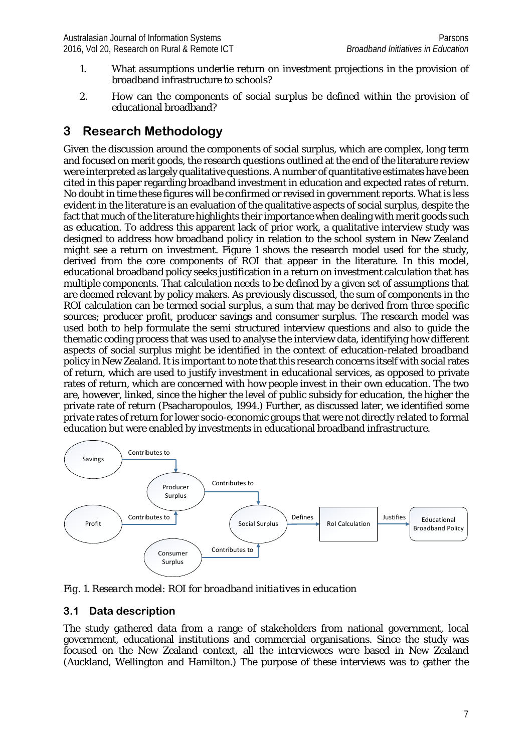1. What assumptions underlie return on investment projections in the provision of broadband infrastructure to schools?
2. How can the components of social surplus be defined within the provision of educational broadband?

## 3 Research Methodology

Given the discussion around the components of social surplus, which are complex, long term and focused on merit goods, the research questions outlined at the end of the literature review were interpreted as largely qualitative questions. A number of quantitative estimates have been cited in this paper regarding broadband investment in education and expected rates of return. No doubt in time these figures will be confirmed or revised in government reports. What is less evident in the literature is an evaluation of the qualitative aspects of social surplus, despite the fact that much of the literature highlights their importance when dealing with merit goods such as education. To address this apparent lack of prior work, a qualitative interview study was designed to address how broadband policy in relation to the school system in New Zealand might see a return on investment. Figure 1 shows the research model used for the study, derived from the core components of ROI that appear in the literature. In this model, educational broadband policy seeks justification in a return on investment calculation that has multiple components. That calculation needs to be defined by a given set of assumptions that are deemed relevant by policy makers. As previously discussed, the sum of components in the ROI calculation can be termed *social surplus*, a sum that may be derived from three specific sources; producer profit, producer savings and consumer surplus. The research model was used both to help formulate the semi structured interview questions and also to guide the thematic coding process that was used to analyse the interview data, identifying how different aspects of social surplus might be identified in the context of education-related broadband policy in New Zealand. It is important to note that this research concerns itself with social rates of return, which are used to justify investment in educational services, as opposed to private rates of return, which are concerned with how people invest in their own education. The two are, however, linked, since the higher the level of public subsidy for education, the higher the private rate of return (Psacharopoulos, 1994.) Further, as discussed later, we identified some private rates of return for lower socio-economic groups that were not directly related to formal education but were enabled by investments in educational broadband infrastructure.

Savings → Contributes to → Producer Surplus
Profit → Contributes to → Producer Surplus
Producer Surplus → Contributes to → Social Surplus
Consumer Surplus → Contributes to → Social Surplus
Social Surplus → Defines → RoI Calculation → Justifies → Educational Broadband Policy

*Fig. 1. Research model: ROI for broadband initiatives in education*

### 3.1 Data description

The study gathered data from a range of stakeholders from national government, local government, educational institutions and commercial organisations. Since the study was focused on the New Zealand context, all the interviewees were based in New Zealand (Auckland, Wellington and Hamilton.) The purpose of these interviews was to gather the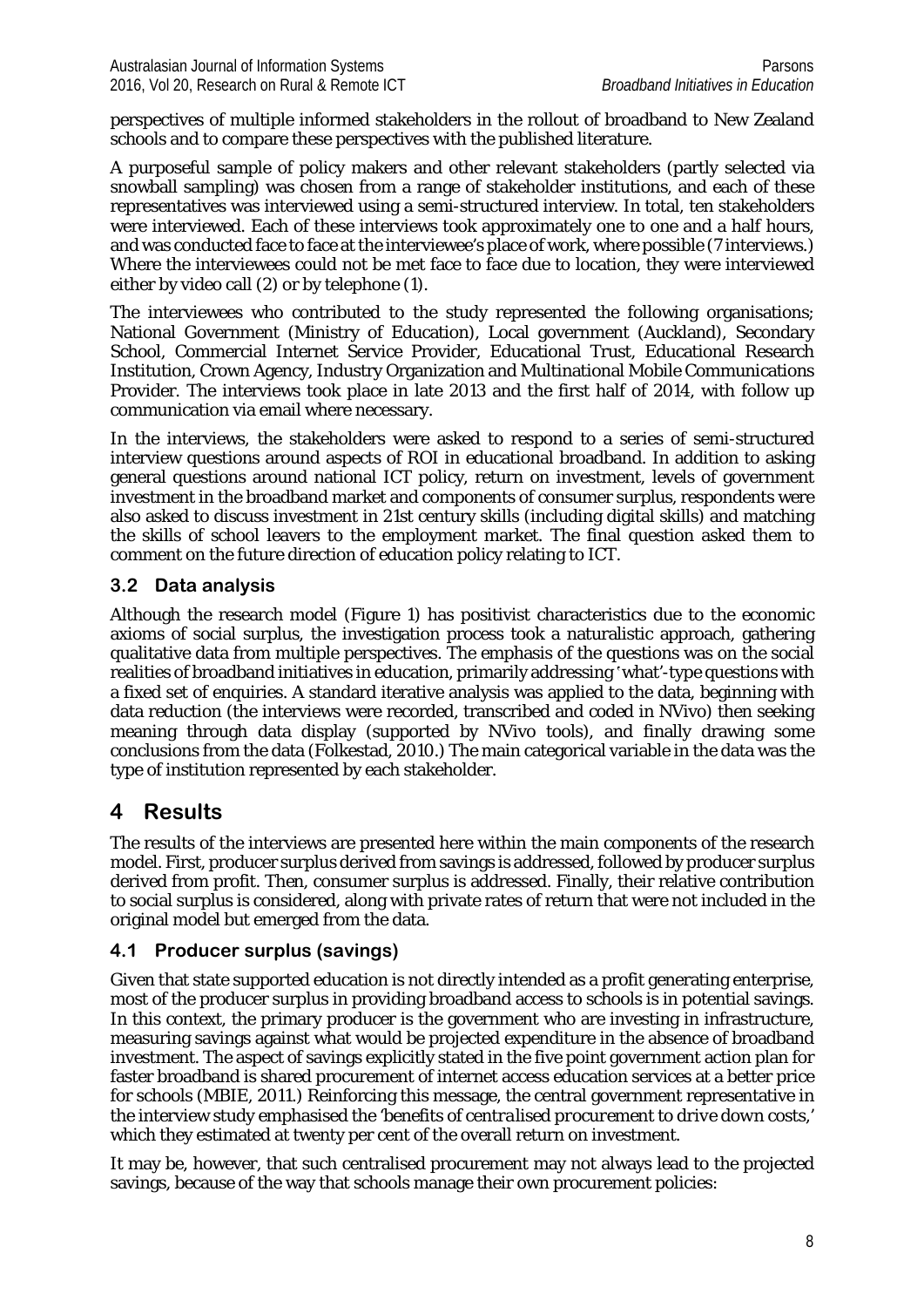perspectives of multiple informed stakeholders in the rollout of broadband to New Zealand schools and to compare these perspectives with the published literature.

A purposeful sample of policy makers and other relevant stakeholders (partly selected via snowball sampling) was chosen from a range of stakeholder institutions, and each of these representatives was interviewed using a semi-structured interview. In total, ten stakeholders were interviewed. Each of these interviews took approximately one to one and a half hours, and was conducted face to face at the interviewee's place of work, where possible (7 interviews.) Where the interviewees could not be met face to face due to location, they were interviewed either by video call (2) or by telephone (1).

The interviewees who contributed to the study represented the following organisations; National Government (Ministry of Education), Local government (Auckland), Secondary School, Commercial Internet Service Provider, Educational Trust, Educational Research Institution, Crown Agency, Industry Organization and Multinational Mobile Communications Provider. The interviews took place in late 2013 and the first half of 2014, with follow up communication via email where necessary.

In the interviews, the stakeholders were asked to respond to a series of semi-structured interview questions around aspects of ROI in educational broadband. In addition to asking general questions around national ICT policy, return on investment, levels of government investment in the broadband market and components of consumer surplus, respondents were also asked to discuss investment in 21st century skills (including digital skills) and matching the skills of school leavers to the employment market. The final question asked them to comment on the future direction of education policy relating to ICT.

### 3.2 Data analysis

Although the research model (Figure 1) has positivist characteristics due to the economic axioms of social surplus, the investigation process took a naturalistic approach, gathering qualitative data from multiple perspectives. The emphasis of the questions was on the social realities of broadband initiatives in education, primarily addressing 'what'-type questions with a fixed set of enquiries. A standard iterative analysis was applied to the data, beginning with data reduction (the interviews were recorded, transcribed and coded in NVivo) then seeking meaning through data display (supported by NVivo tools), and finally drawing some conclusions from the data (Folkestad, 2010.) The main categorical variable in the data was the type of institution represented by each stakeholder.

## 4 Results

The results of the interviews are presented here within the main components of the research model. First, producer surplus derived from savings is addressed, followed by producer surplus derived from profit. Then, consumer surplus is addressed. Finally, their relative contribution to social surplus is considered, along with private rates of return that were not included in the original model but emerged from the data.

### 4.1 Producer surplus (savings)

Given that state supported education is not directly intended as a profit generating enterprise, most of the producer surplus in providing broadband access to schools is in potential savings. In this context, the primary producer is the government who are investing in infrastructure, measuring savings against what would be projected expenditure in the absence of broadband investment. The aspect of savings explicitly stated in the five point government action plan for faster broadband is shared procurement of internet access education services at a better price for schools (MBIE, 2011.) Reinforcing this message, the central government representative in the interview study emphasised the '*benefits of centralised procurement to drive down costs*,' which they estimated at twenty per cent of the overall return on investment.

It may be, however, that such centralised procurement may not always lead to the projected savings, because of the way that schools manage their own procurement policies: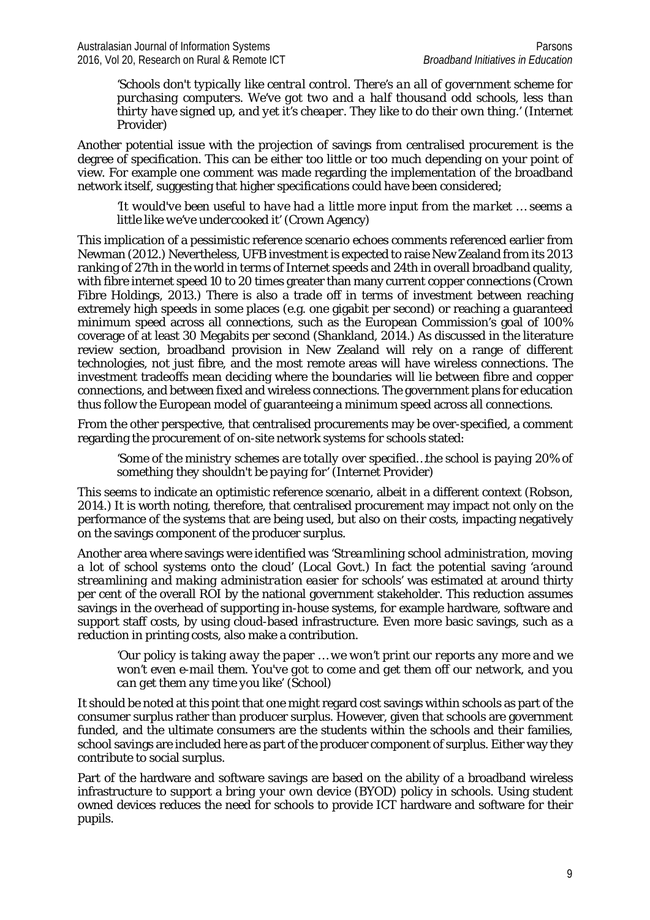> *'Schools don't typically like central control. There's an all of government scheme for purchasing computers. We've got two and a half thousand odd schools, less than thirty have signed up, and yet it's cheaper. They like to do their own thing.'* (Internet Provider)

Another potential issue with the projection of savings from centralised procurement is the degree of specification. This can be either too little or too much depending on your point of view. For example one comment was made regarding the implementation of the broadband network itself, suggesting that higher specifications could have been considered;

> *'It would've been useful to have had a little more input from the market … seems a little like we've undercooked it'* (Crown Agency)

This implication of a pessimistic reference scenario echoes comments referenced earlier from Newman (2012.) Nevertheless, UFB investment is expected to raise New Zealand from its 2013 ranking of 27th in the world in terms of Internet speeds and 24th in overall broadband quality, with fibre internet speed 10 to 20 times greater than many current copper connections (Crown Fibre Holdings, 2013.) There is also a trade off in terms of investment between reaching extremely high speeds in some places (e.g. one gigabit per second) or reaching a guaranteed minimum speed across all connections, such as the European Commission's goal of 100% coverage of at least 30 Megabits per second (Shankland, 2014.) As discussed in the literature review section, broadband provision in New Zealand will rely on a range of different technologies, not just fibre, and the most remote areas will have wireless connections. The investment tradeoffs mean deciding where the boundaries will lie between fibre and copper connections, and between fixed and wireless connections. The government plans for education thus follow the European model of guaranteeing a minimum speed across all connections.

From the other perspective, that centralised procurements may be over-specified, a comment regarding the procurement of on-site network systems for schools stated:

> *'Some of the ministry schemes are totally over specified…the school is paying 20% of something they shouldn't be paying for'* (Internet Provider)

This seems to indicate an optimistic reference scenario, albeit in a different context (Robson, 2014.) It is worth noting, therefore, that centralised procurement may impact not only on the performance of the systems that are being used, but also on their costs, impacting negatively on the savings component of the producer surplus.

Another area where savings were identified was *'Streamlining school administration, moving a lot of school systems onto the cloud'* (Local Govt.) In fact the potential saving *'around streamlining and making administration easier for schools'* was estimated at around thirty per cent of the overall ROI by the national government stakeholder. This reduction assumes savings in the overhead of supporting in-house systems, for example hardware, software and support staff costs, by using cloud-based infrastructure. Even more basic savings, such as a reduction in printing costs, also make a contribution.

> *'Our policy is taking away the paper … we won't print our reports any more and we won't even e-mail them. You've got to come and get them off our network, and you can get them any time you like'* (School)

It should be noted at this point that one might regard cost savings within schools as part of the consumer surplus rather than producer surplus. However, given that schools are government funded, and the ultimate consumers are the students within the schools and their families, school savings are included here as part of the producer component of surplus. Either way they contribute to social surplus.

Part of the hardware and software savings are based on the ability of a broadband wireless infrastructure to support a bring your own device (BYOD) policy in schools. Using student owned devices reduces the need for schools to provide ICT hardware and software for their pupils.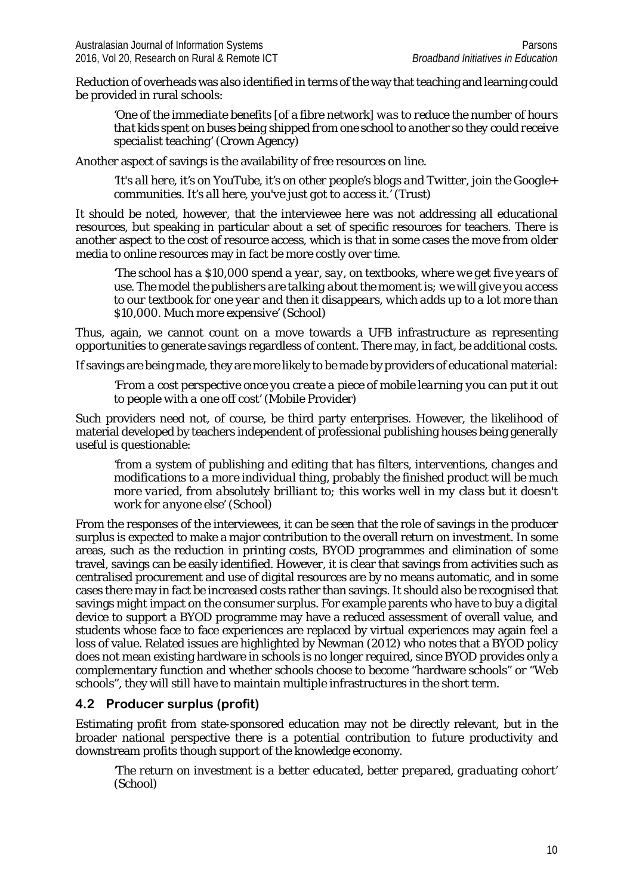Reduction of overheads was also identified in terms of the way that teaching and learning could be provided in rural schools:

> *'One of the immediate benefits [of a fibre network] was to reduce the number of hours that kids spent on buses being shipped from one school to another so they could receive specialist teaching'* (Crown Agency)

Another aspect of savings is the availability of free resources on line.

> *'It's all here, it's on YouTube, it's on other people's blogs and Twitter, join the Google+ communities. It's all here, you've just got to access it.'* (Trust)

It should be noted, however, that the interviewee here was not addressing all educational resources, but speaking in particular about a set of specific resources for teachers. There is another aspect to the cost of resource access, which is that in some cases the move from older media to online resources may in fact be more costly over time.

> *'The school has a $10,000 spend a year, say, on textbooks, where we get five years of use. The model the publishers are talking about the moment is; we will give you access to our textbook for one year and then it disappears, which adds up to a lot more than $10,000. Much more expensive'* (School)

Thus, again, we cannot count on a move towards a UFB infrastructure as representing opportunities to generate savings regardless of content. There may, in fact, be additional costs.

If savings are being made, they are more likely to be made by providers of educational material:

> *'From a cost perspective once you create a piece of mobile learning you can put it out to people with a one off cost'* (Mobile Provider)

Such providers need not, of course, be third party enterprises. However, the likelihood of material developed by teachers independent of professional publishing houses being generally useful is questionable:

> *'from a system of publishing and editing that has filters, interventions, changes and modifications to a more individual thing, probably the finished product will be much more varied, from absolutely brilliant to; this works well in my class but it doesn't work for anyone else'* (School)

From the responses of the interviewees, it can be seen that the role of savings in the producer surplus is expected to make a major contribution to the overall return on investment. In some areas, such as the reduction in printing costs, BYOD programmes and elimination of some travel, savings can be easily identified. However, it is clear that savings from activities such as centralised procurement and use of digital resources are by no means automatic, and in some cases there may in fact be increased costs rather than savings. It should also be recognised that savings might impact on the consumer surplus. For example parents who have to buy a digital device to support a BYOD programme may have a reduced assessment of overall value, and students whose face to face experiences are replaced by virtual experiences may again feel a loss of value. Related issues are highlighted by Newman (2012) who notes that a BYOD policy does not mean existing hardware in schools is no longer required, since BYOD provides only a complementary function and whether schools choose to become "hardware schools" or "Web schools", they will still have to maintain multiple infrastructures in the short term.

## 4.2 Producer surplus (profit)

Estimating profit from state-sponsored education may not be directly relevant, but in the broader national perspective there is a potential contribution to future productivity and downstream profits though support of the knowledge economy.

> *'The return on investment is a better educated, better prepared, graduating cohort'* (School)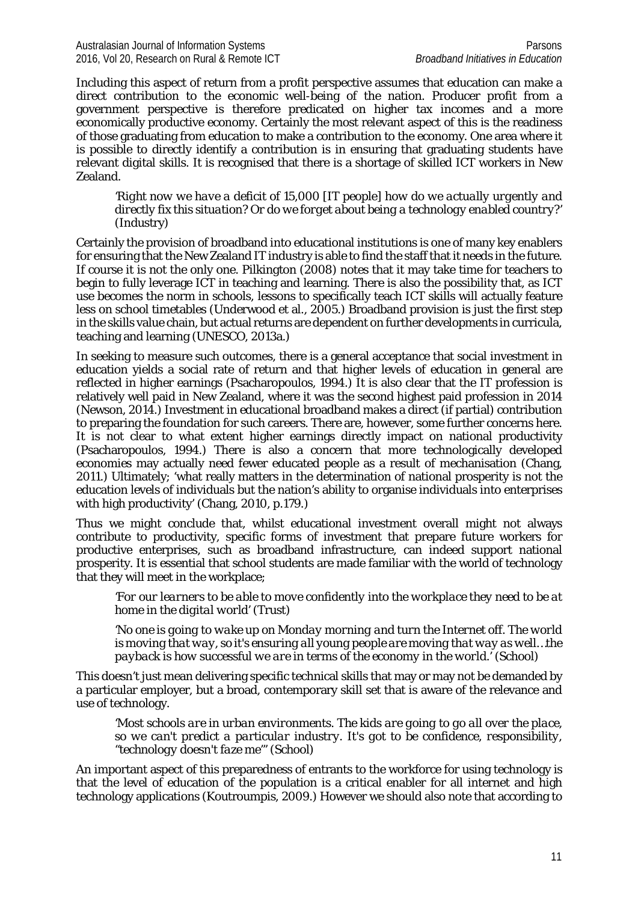Including this aspect of return from a profit perspective assumes that education can make a direct contribution to the economic well-being of the nation. Producer profit from a government perspective is therefore predicated on higher tax incomes and a more economically productive economy. Certainly the most relevant aspect of this is the readiness of those graduating from education to make a contribution to the economy. One area where it is possible to directly identify a contribution is in ensuring that graduating students have relevant digital skills. It is recognised that there is a shortage of skilled ICT workers in New Zealand.

> *'Right now we have a deficit of 15,000 [IT people] how do we actually urgently and directly fix this situation? Or do we forget about being a technology enabled country?'* (Industry)

Certainly the provision of broadband into educational institutions is one of many key enablers for ensuring that the New Zealand IT industry is able to find the staff that it needs in the future. If course it is not the only one. Pilkington (2008) notes that it may take time for teachers to begin to fully leverage ICT in teaching and learning. There is also the possibility that, as ICT use becomes the norm in schools, lessons to specifically teach ICT skills will actually feature less on school timetables (Underwood et al., 2005.) Broadband provision is just the first step in the skills value chain, but actual returns are dependent on further developments in curricula, teaching and learning (UNESCO, 2013a.)

In seeking to measure such outcomes, there is a general acceptance that social investment in education yields a social rate of return and that higher levels of education in general are reflected in higher earnings (Psacharopoulos, 1994.) It is also clear that the IT profession is relatively well paid in New Zealand, where it was the second highest paid profession in 2014 (Newson, 2014.) Investment in educational broadband makes a direct (if partial) contribution to preparing the foundation for such careers. There are, however, some further concerns here. It is not clear to what extent higher earnings directly impact on national productivity (Psacharopoulos, 1994.) There is also a concern that more technologically developed economies may actually need fewer educated people as a result of mechanisation (Chang, 2011.) Ultimately; 'what really matters in the determination of national prosperity is not the education levels of individuals but the nation's ability to organise individuals into enterprises with high productivity' (Chang, 2010, p.179.)

Thus we might conclude that, whilst educational investment overall might not always contribute to productivity, specific forms of investment that prepare future workers for productive enterprises, such as broadband infrastructure, can indeed support national prosperity. It is essential that school students are made familiar with the world of technology that they will meet in the workplace;

> *'For our learners to be able to move confidently into the workplace they need to be at home in the digital world'* (Trust)

> *'No one is going to wake up on Monday morning and turn the Internet off. The world is moving that way, so it's ensuring all young people are moving that way as well…the payback is how successful we are in terms of the economy in the world.'* (School)

This doesn't just mean delivering specific technical skills that may or may not be demanded by a particular employer, but a broad, contemporary skill set that is aware of the relevance and use of technology.

> *'Most schools are in urban environments. The kids are going to go all over the place, so we can't predict a particular industry. It's got to be confidence, responsibility, "technology doesn't faze me"'* (School)

An important aspect of this preparedness of entrants to the workforce for using technology is that the level of education of the population is a critical enabler for all internet and high technology applications (Koutroumpis, 2009.) However we should also note that according to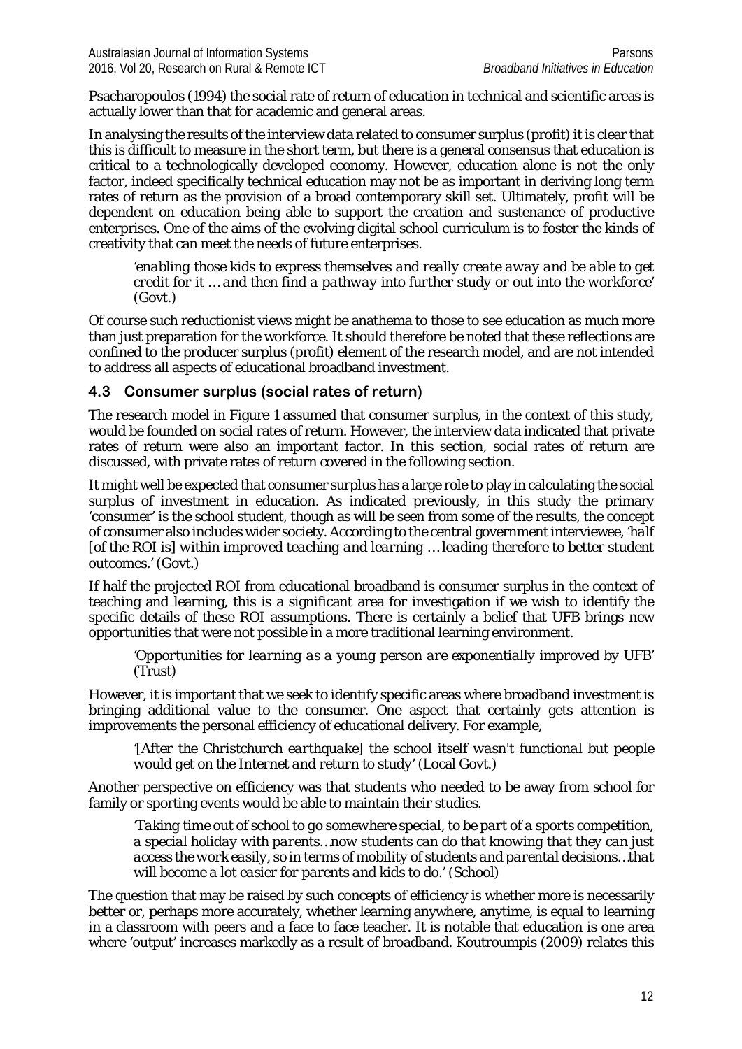Psacharopoulos (1994) the social rate of return of education in technical and scientific areas is actually lower than that for academic and general areas.

In analysing the results of the interview data related to consumer surplus (profit) it is clear that this is difficult to measure in the short term, but there is a general consensus that education is critical to a technologically developed economy. However, education alone is not the only factor, indeed specifically technical education may not be as important in deriving long term rates of return as the provision of a broad contemporary skill set. Ultimately, profit will be dependent on education being able to support the creation and sustenance of productive enterprises. One of the aims of the evolving digital school curriculum is to foster the kinds of creativity that can meet the needs of future enterprises.

> '*enabling those kids to express themselves and really create away and be able to get credit for it … and then find a pathway into further study or out into the workforce*' (Govt.)

Of course such reductionist views might be anathema to those to see education as much more than just preparation for the workforce. It should therefore be noted that these reflections are confined to the producer surplus (profit) element of the research model, and are not intended to address all aspects of educational broadband investment.

### 4.3 Consumer surplus (social rates of return)

The research model in Figure 1 assumed that consumer surplus, in the context of this study, would be founded on social rates of return. However, the interview data indicated that private rates of return were also an important factor. In this section, social rates of return are discussed, with private rates of return covered in the following section.

It might well be expected that consumer surplus has a large role to play in calculating the social surplus of investment in education. As indicated previously, in this study the primary 'consumer' is the school student, though as will be seen from some of the results, the concept of consumer also includes wider society. According to the central government interviewee, '*half [of the ROI is] within improved teaching and learning … leading therefore to better student outcomes*.' (Govt.)

If half the projected ROI from educational broadband is consumer surplus in the context of teaching and learning, this is a significant area for investigation if we wish to identify the specific details of these ROI assumptions. There is certainly a belief that UFB brings new opportunities that were not possible in a more traditional learning environment.

> '*Opportunities for learning as a young person are exponentially improved by UFB*' (Trust)

However, it is important that we seek to identify specific areas where broadband investment is bringing additional value to the consumer. One aspect that certainly gets attention is improvements the personal efficiency of educational delivery. For example,

> '*[After the Christchurch earthquake] the school itself wasn't functional but people would get on the Internet and return to study*' (Local Govt.)

Another perspective on efficiency was that students who needed to be away from school for family or sporting events would be able to maintain their studies.

> '*Taking time out of school to go somewhere special, to be part of a sports competition, a special holiday with parents…now students can do that knowing that they can just access the work easily, so in terms of mobility of students and parental decisions…that will become a lot easier for parents and kids to do.*' (School)

The question that may be raised by such concepts of efficiency is whether more is necessarily better or, perhaps more accurately, whether learning anywhere, anytime, is equal to learning in a classroom with peers and a face to face teacher. It is notable that education is one area where 'output' increases markedly as a result of broadband. Koutroumpis (2009) relates this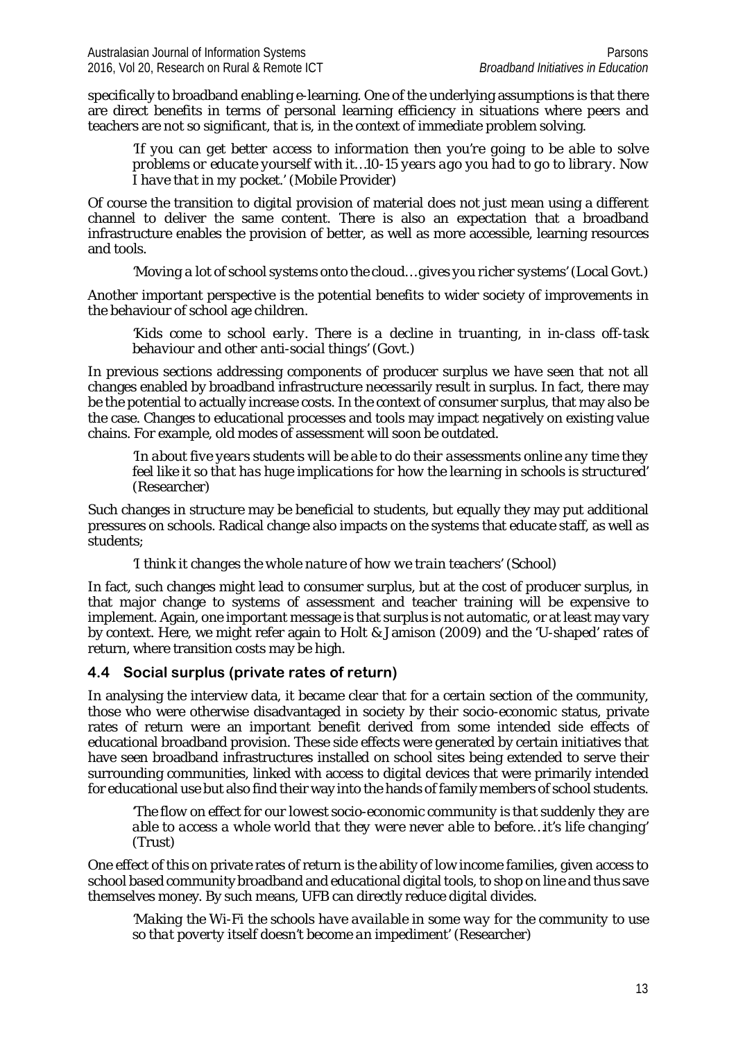specifically to broadband enabling e-learning. One of the underlying assumptions is that there are direct benefits in terms of personal learning efficiency in situations where peers and teachers are not so significant, that is, in the context of immediate problem solving.

> *'If you can get better access to information then you're going to be able to solve problems or educate yourself with it…10-15 years ago you had to go to library. Now I have that in my pocket.'* (Mobile Provider)

Of course the transition to digital provision of material does not just mean using a different channel to deliver the same content. There is also an expectation that a broadband infrastructure enables the provision of better, as well as more accessible, learning resources and tools.

> *'Moving a lot of school systems onto the cloud…gives you richer systems'* (Local Govt.)

Another important perspective is the potential benefits to wider society of improvements in the behaviour of school age children.

> *'Kids come to school early. There is a decline in truanting, in in-class off-task behaviour and other anti-social things'* (Govt.)

In previous sections addressing components of producer surplus we have seen that not all changes enabled by broadband infrastructure necessarily result in surplus. In fact, there may be the potential to actually increase costs. In the context of consumer surplus, that may also be the case. Changes to educational processes and tools may impact negatively on existing value chains. For example, old modes of assessment will soon be outdated.

> *'In about five years students will be able to do their assessments online any time they feel like it so that has huge implications for how the learning in schools is structured'* (Researcher)

Such changes in structure may be beneficial to students, but equally they may put additional pressures on schools. Radical change also impacts on the systems that educate staff, as well as students;

> *'I think it changes the whole nature of how we train teachers'* (School)

In fact, such changes might lead to consumer surplus, but at the cost of producer surplus, in that major change to systems of assessment and teacher training will be expensive to implement. Again, one important message is that surplus is not automatic, or at least may vary by context. Here, we might refer again to Holt & Jamison (2009) and the 'U-shaped' rates of return, where transition costs may be high.

## 4.4 Social surplus (private rates of return)

In analysing the interview data, it became clear that for a certain section of the community, those who were otherwise disadvantaged in society by their socio-economic status, private rates of return were an important benefit derived from some intended side effects of educational broadband provision. These side effects were generated by certain initiatives that have seen broadband infrastructures installed on school sites being extended to serve their surrounding communities, linked with access to digital devices that were primarily intended for educational use but also find their way into the hands of family members of school students.

> *'The flow on effect for our lowest socio-economic community is that suddenly they are able to access a whole world that they were never able to before…it's life changing'* (Trust)

One effect of this on private rates of return is the ability of low income families, given access to school based community broadband and educational digital tools, to shop on line and thus save themselves money. By such means, UFB can directly reduce digital divides.

> *'Making the Wi-Fi the schools have available in some way for the community to use so that poverty itself doesn't become an impediment'* (Researcher)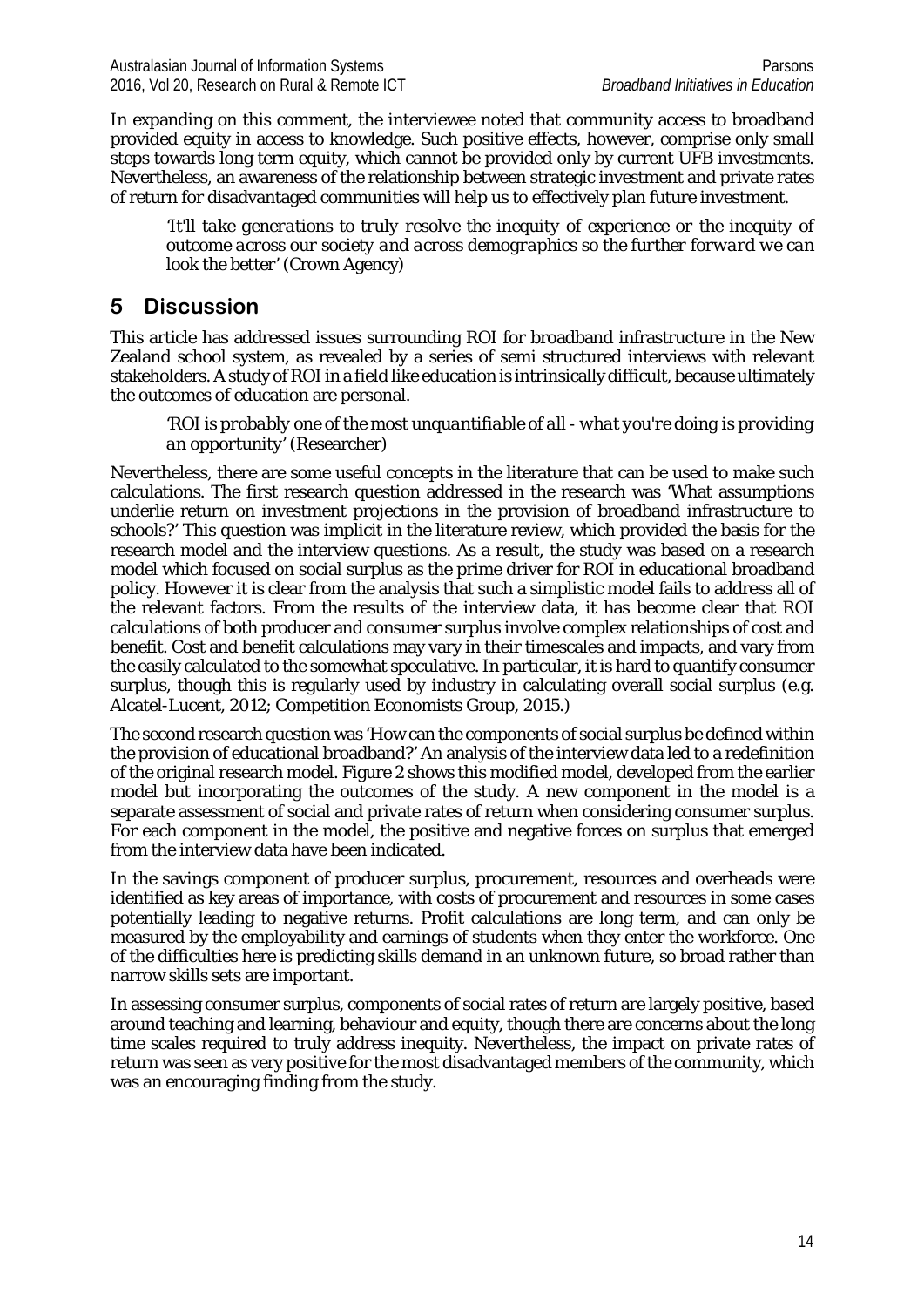In expanding on this comment, the interviewee noted that community access to broadband provided equity in access to knowledge. Such positive effects, however, comprise only small steps towards long term equity, which cannot be provided only by current UFB investments. Nevertheless, an awareness of the relationship between strategic investment and private rates of return for disadvantaged communities will help us to effectively plan future investment.

> *'It'll take generations to truly resolve the inequity of experience or the inequity of outcome across our society and across demographics so the further forward we can look the better'* (Crown Agency)

## 5 Discussion

This article has addressed issues surrounding ROI for broadband infrastructure in the New Zealand school system, as revealed by a series of semi structured interviews with relevant stakeholders. A study of ROI in a field like education is intrinsically difficult, because ultimately the outcomes of education are personal.

> *'ROI is probably one of the most unquantifiable of all - what you're doing is providing an opportunity'* (Researcher)

Nevertheless, there are some useful concepts in the literature that can be used to make such calculations. The first research question addressed in the research was 'What assumptions underlie return on investment projections in the provision of broadband infrastructure to schools?' This question was implicit in the literature review, which provided the basis for the research model and the interview questions. As a result, the study was based on a research model which focused on social surplus as the prime driver for ROI in educational broadband policy. However it is clear from the analysis that such a simplistic model fails to address all of the relevant factors. From the results of the interview data, it has become clear that ROI calculations of both producer and consumer surplus involve complex relationships of cost and benefit. Cost and benefit calculations may vary in their timescales and impacts, and vary from the easily calculated to the somewhat speculative. In particular, it is hard to quantify consumer surplus, though this is regularly used by industry in calculating overall social surplus (e.g. Alcatel-Lucent, 2012; Competition Economists Group, 2015.)

The second research question was 'How can the components of social surplus be defined within the provision of educational broadband?' An analysis of the interview data led to a redefinition of the original research model. Figure 2 shows this modified model, developed from the earlier model but incorporating the outcomes of the study. A new component in the model is a separate assessment of social and private rates of return when considering consumer surplus. For each component in the model, the positive and negative forces on surplus that emerged from the interview data have been indicated.

In the savings component of producer surplus, procurement, resources and overheads were identified as key areas of importance, with costs of procurement and resources in some cases potentially leading to negative returns. Profit calculations are long term, and can only be measured by the employability and earnings of students when they enter the workforce. One of the difficulties here is predicting skills demand in an unknown future, so broad rather than narrow skills sets are important.

In assessing consumer surplus, components of social rates of return are largely positive, based around teaching and learning, behaviour and equity, though there are concerns about the long time scales required to truly address inequity. Nevertheless, the impact on private rates of return was seen as very positive for the most disadvantaged members of the community, which was an encouraging finding from the study.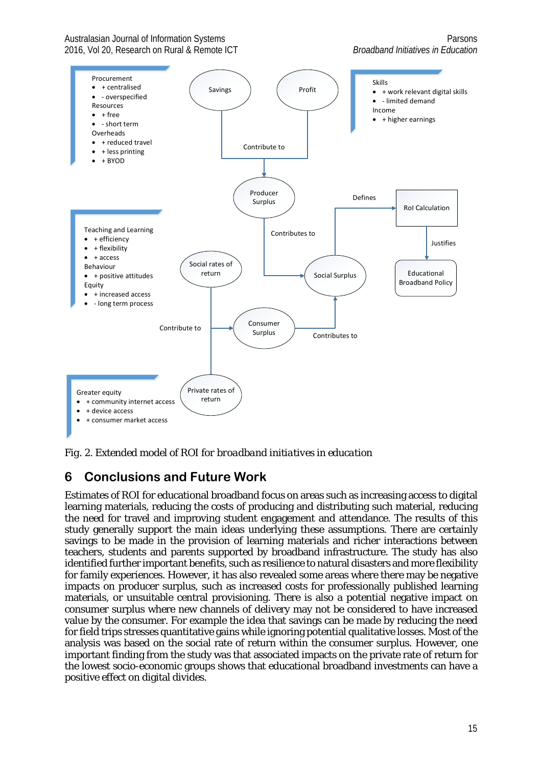Procurement

- + centralised
- - overspecified

Resources

- + free
- - short term

Overheads

- + reduced travel
- + less printing
- + BYOD

Savings

Profit

Skills

- + work relevant digital skills
- - limited demand

Income

- + higher earnings

Contribute to

Producer Surplus

Defines

RoI Calculation

Teaching and Learning

- + efficiency
- + flexibility
- + access

Behaviour

- + positive attitudes

Equity

- + increased access
- - long term process

Contributes to

Justifies

Social rates of return

Social Surplus

Educational Broadband Policy

Contribute to

Consumer Surplus

Contributes to

Greater equity

- + community internet access
- + device access
- + consumer market access

Private rates of return

Fig. 2. Extended model of ROI for broadband initiatives in education

## 6 Conclusions and Future Work

Estimates of ROI for educational broadband focus on areas such as increasing access to digital learning materials, reducing the costs of producing and distributing such material, reducing the need for travel and improving student engagement and attendance. The results of this study generally support the main ideas underlying these assumptions. There are certainly savings to be made in the provision of learning materials and richer interactions between teachers, students and parents supported by broadband infrastructure. The study has also identified further important benefits, such as resilience to natural disasters and more flexibility for family experiences. However, it has also revealed some areas where there may be negative impacts on producer surplus, such as increased costs for professionally published learning materials, or unsuitable central provisioning. There is also a potential negative impact on consumer surplus where new channels of delivery may not be considered to have increased value by the consumer. For example the idea that savings can be made by reducing the need for field trips stresses quantitative gains while ignoring potential qualitative losses. Most of the analysis was based on the social rate of return within the consumer surplus. However, one important finding from the study was that associated impacts on the private rate of return for the lowest socio-economic groups shows that educational broadband investments can have a positive effect on digital divides.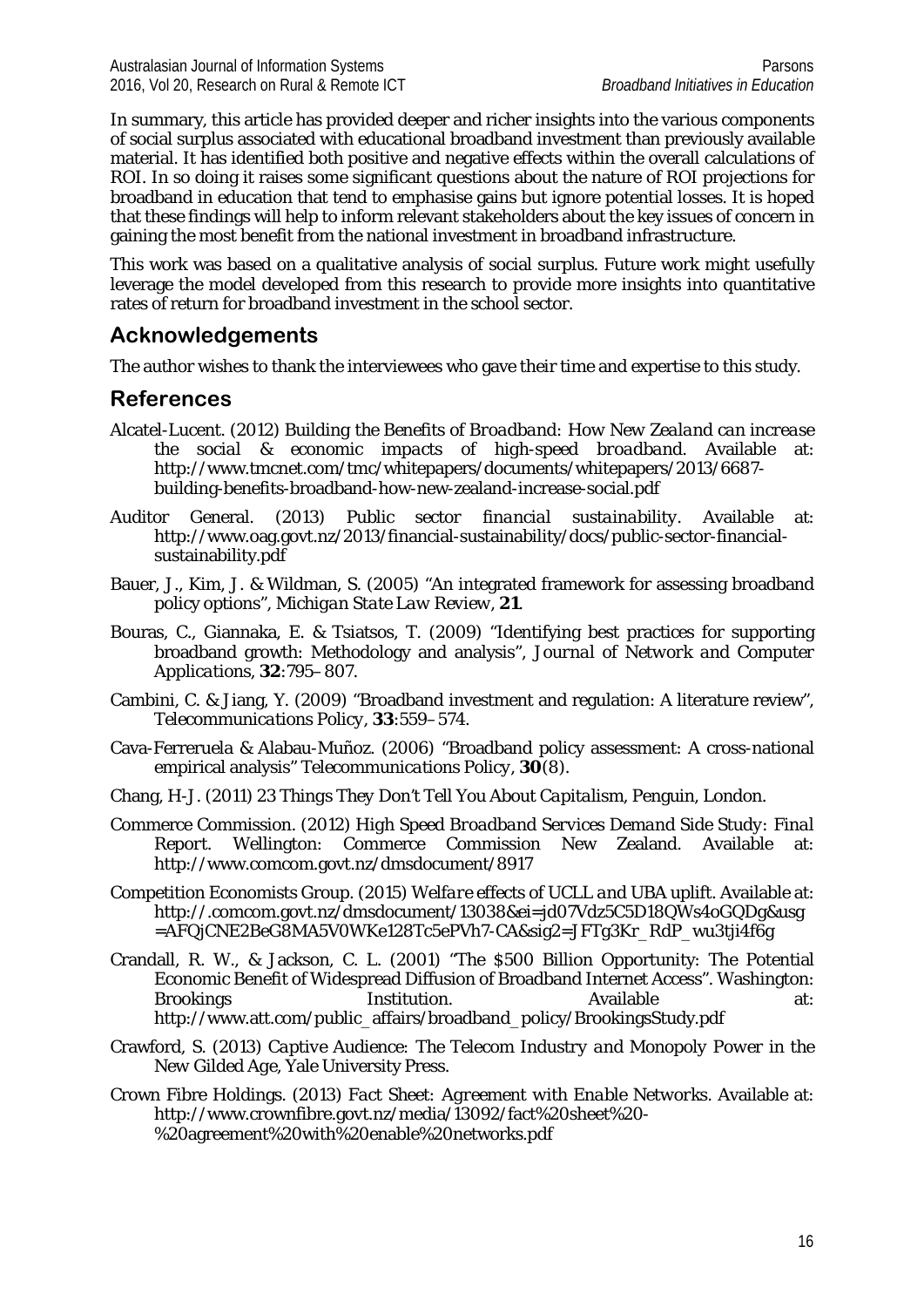In summary, this article has provided deeper and richer insights into the various components of social surplus associated with educational broadband investment than previously available material. It has identified both positive and negative effects within the overall calculations of ROI. In so doing it raises some significant questions about the nature of ROI projections for broadband in education that tend to emphasise gains but ignore potential losses. It is hoped that these findings will help to inform relevant stakeholders about the key issues of concern in gaining the most benefit from the national investment in broadband infrastructure.

This work was based on a qualitative analysis of social surplus. Future work might usefully leverage the model developed from this research to provide more insights into quantitative rates of return for broadband investment in the school sector.

## Acknowledgements

The author wishes to thank the interviewees who gave their time and expertise to this study.

## References

Alcatel-Lucent. (2012) *Building the Benefits of Broadband: How New Zealand can increase the social & economic impacts of high-speed broadband*. Available at: http://www.tmcnet.com/tmc/whitepapers/documents/whitepapers/2013/6687-building-benefits-broadband-how-new-zealand-increase-social.pdf

Auditor General. (2013) *Public sector financial sustainability*. Available at: http://www.oag.govt.nz/2013/financial-sustainability/docs/public-sector-financial-sustainability.pdf

Bauer, J., Kim, J. & Wildman, S. (2005) "An integrated framework for assessing broadband policy options", *Michigan State Law Review*, **21**.

Bouras, C., Giannaka, E. & Tsiatsos, T. (2009) "Identifying best practices for supporting broadband growth: Methodology and analysis", *Journal of Network and Computer Applications*, **32**:795–807.

Cambini, C. & Jiang, Y. (2009) "Broadband investment and regulation: A literature review", *Telecommunications Policy*, **33**:559–574.

Cava-Ferreruela & Alabau-Muñoz. (2006) "Broadband policy assessment: A cross-national empirical analysis" *Telecommunications Policy*, **30**(8).

Chang, H-J. (2011) *23 Things They Don't Tell You About Capitalism*, Penguin, London.

Commerce Commission. (2012) *High Speed Broadband Services Demand Side Study: Final Report*. Wellington: Commerce Commission New Zealand. Available at: http://www.comcom.govt.nz/dmsdocument/8917

Competition Economists Group. (2015) *Welfare effects of UCLL and UBA uplift*. Available at: http://.comcom.govt.nz/dmsdocument/13038&ei=jd07Vdz5C5D18QWs4oGQDg&usg=AFQjCNE2BeG8MA5V0WKe128Tc5ePVh7-CA&sig2=JFTg3Kr_RdP_wu3tji4f6g

Crandall, R. W., & Jackson, C. L. (2001) "The $500 Billion Opportunity: The Potential Economic Benefit of Widespread Diffusion of Broadband Internet Access". Washington: Brookings Institution. Available at: http://www.att.com/public_affairs/broadband_policy/BrookingsStudy.pdf

Crawford, S. (2013) *Captive Audience: The Telecom Industry and Monopoly Power in the New Gilded Age*, Yale University Press.

Crown Fibre Holdings. (2013) *Fact Sheet: Agreement with Enable Networks*. Available at: http://www.crownfibre.govt.nz/media/13092/fact%20sheet%20-%20agreement%20with%20enable%20networks.pdf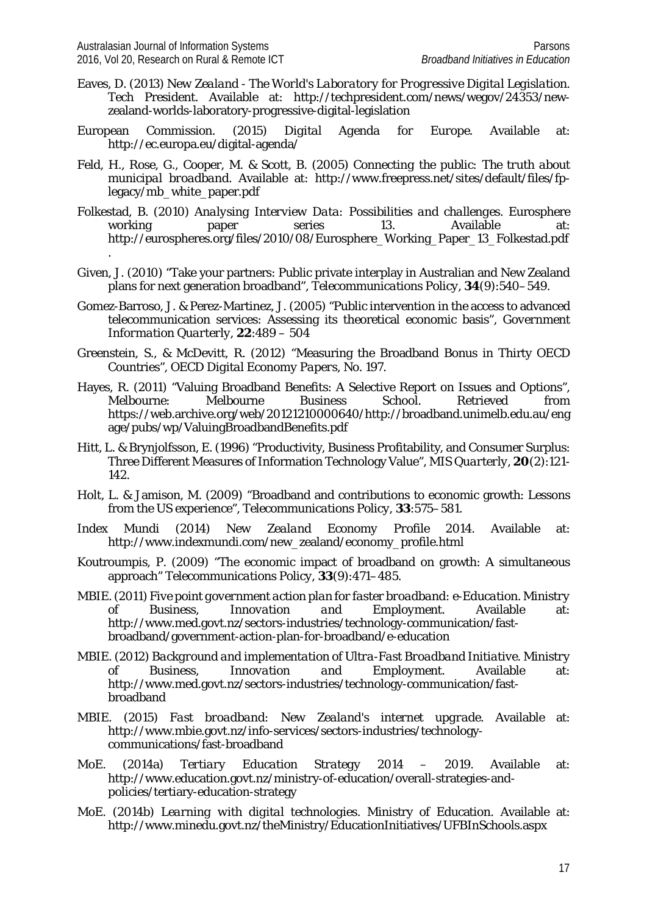Eaves, D. (2013) *New Zealand - The World's Laboratory for Progressive Digital Legislation*. Tech President. Available at: http://techpresident.com/news/wegov/24353/new-zealand-worlds-laboratory-progressive-digital-legislation

European Commission. (2015) *Digital Agenda for Europe*. Available at: http://ec.europa.eu/digital-agenda/

Feld, H., Rose, G., Cooper, M. & Scott, B. (2005) *Connecting the public: The truth about municipal broadband*. Available at: http://www.freepress.net/sites/default/files/fp-legacy/mb_white_paper.pdf

Folkestad, B. (2010) *Analysing Interview Data: Possibilities and challenges*. Eurosphere working paper series 13. Available at: http://eurospheres.org/files/2010/08/Eurosphere_Working_Paper_13_Folkestad.pdf.

Given, J. (2010) "Take your partners: Public private interplay in Australian and New Zealand plans for next generation broadband", *Telecommunications Policy*, **34**(9):540–549.

Gomez-Barroso, J. & Perez-Martinez, J. (2005) "Public intervention in the access to advanced telecommunication services: Assessing its theoretical economic basis", *Government Information Quarterly*, **22**:489 – 504

Greenstein, S., & McDevitt, R. (2012) "Measuring the Broadband Bonus in Thirty OECD Countries", *OECD Digital Economy Papers*, No. 197.

Hayes, R. (2011) "Valuing Broadband Benefits: A Selective Report on Issues and Options", Melbourne: Melbourne Business School. Retrieved from https://web.archive.org/web/20121210000640/http://broadband.unimelb.edu.au/engage/pubs/wp/ValuingBroadbandBenefits.pdf

Hitt, L. & Brynjolfsson, E. (1996) "Productivity, Business Profitability, and Consumer Surplus: Three Different Measures of Information Technology Value", *MIS Quarterly*, **20**(2):121-142.

Holt, L. & Jamison, M. (2009) "Broadband and contributions to economic growth: Lessons from the US experience", *Telecommunications Policy*, **33**:575–581.

Index Mundi (2014) *New Zealand Economy Profile 2014*. Available at: http://www.indexmundi.com/new_zealand/economy_profile.html

Koutroumpis, P. (2009) "The economic impact of broadband on growth: A simultaneous approach" *Telecommunications Policy*, **33**(9):471–485.

MBIE. (2011) *Five point government action plan for faster broadband: e-Education*. Ministry of Business, Innovation and Employment. Available at: http://www.med.govt.nz/sectors-industries/technology-communication/fast-broadband/government-action-plan-for-broadband/e-education

MBIE. (2012) *Background and implementation of Ultra-Fast Broadband Initiative*. Ministry of Business, Innovation and Employment. Available at: http://www.med.govt.nz/sectors-industries/technology-communication/fast-broadband

MBIE. (2015) *Fast broadband: New Zealand's internet upgrade*. Available at: http://www.mbie.govt.nz/info-services/sectors-industries/technology-communications/fast-broadband

MoE. (2014a) *Tertiary Education Strategy 2014 – 2019*. Available at: http://www.education.govt.nz/ministry-of-education/overall-strategies-and-policies/tertiary-education-strategy

MoE. (2014b) *Learning with digital technologies*. Ministry of Education. Available at: http://www.minedu.govt.nz/theMinistry/EducationInitiatives/UFBInSchools.aspx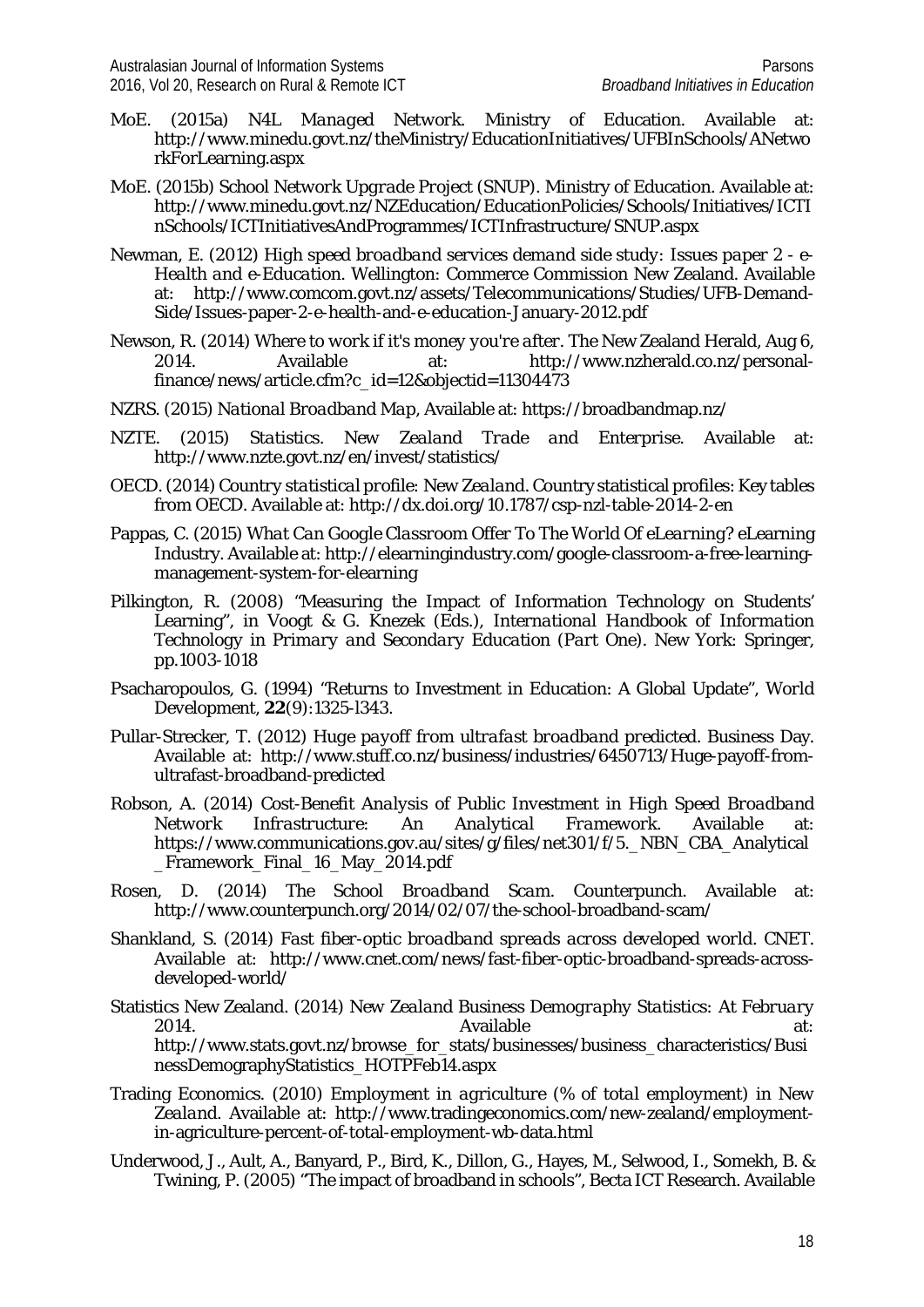MoE. (2015a) *N4L Managed Network*. Ministry of Education. Available at: http://www.minedu.govt.nz/theMinistry/EducationInitiatives/UFBInSchools/ANetworkForLearning.aspx

MoE. (2015b) *School Network Upgrade Project (SNUP)*. Ministry of Education. Available at: http://www.minedu.govt.nz/NZEducation/EducationPolicies/Schools/Initiatives/ICTInSchools/ICTInitiativesAndProgrammes/ICTInfrastructure/SNUP.aspx

Newman, E. (2012) *High speed broadband services demand side study: Issues paper 2 - e-Health and e-Education*. Wellington: Commerce Commission New Zealand. Available at: http://www.comcom.govt.nz/assets/Telecommunications/Studies/UFB-Demand-Side/Issues-paper-2-e-health-and-e-education-January-2012.pdf

Newson, R. (2014) *Where to work if it's money you're after*. The New Zealand Herald, Aug 6, 2014. Available at: http://www.nzherald.co.nz/personal-finance/news/article.cfm?c_id=12&objectid=11304473

NZRS. (2015) *National Broadband Map*, Available at: https://broadbandmap.nz/

NZTE. (2015) *Statistics*. *New Zealand Trade and Enterprise*. Available at: http://www.nzte.govt.nz/en/invest/statistics/

OECD. (2014) *Country statistical profile: New Zealand*. Country statistical profiles: Key tables from OECD. Available at: http://dx.doi.org/10.1787/csp-nzl-table-2014-2-en

Pappas, C. (2015) *What Can Google Classroom Offer To The World Of eLearning?* eLearning Industry. Available at: http://elearningindustry.com/google-classroom-a-free-learning-management-system-for-elearning

Pilkington, R. (2008) "Measuring the Impact of Information Technology on Students' Learning", in Voogt & G. Knezek (Eds.), *International Handbook of Information Technology in Primary and Secondary Education (Part One)*. New York: Springer, pp.1003-1018

Psacharopoulos, G. (1994) "Returns to Investment in Education: A Global Update", *World Development*, **22**(9):1325-1343.

Pullar-Strecker, T. (2012) *Huge payoff from ultrafast broadband predicted*. Business Day. Available at: http://www.stuff.co.nz/business/industries/6450713/Huge-payoff-from-ultrafast-broadband-predicted

Robson, A. (2014) *Cost-Benefit Analysis of Public Investment in High Speed Broadband Network Infrastructure: An Analytical Framework*. Available at: https://www.communications.gov.au/sites/g/files/net301/f/5._NBN_CBA_Analytical_Framework_Final_16_May_2014.pdf

Rosen, D. (2014) *The School Broadband Scam*. Counterpunch. Available at: http://www.counterpunch.org/2014/02/07/the-school-broadband-scam/

Shankland, S. (2014) *Fast fiber-optic broadband spreads across developed world*. CNET. Available at: http://www.cnet.com/news/fast-fiber-optic-broadband-spreads-across-developed-world/

Statistics New Zealand. (2014) *New Zealand Business Demography Statistics: At February 2014*. Available at: http://www.stats.govt.nz/browse_for_stats/businesses/business_characteristics/BusinessDemographyStatistics_HOTPFeb14.aspx

Trading Economics. (2010) *Employment in agriculture (% of total employment) in New Zealand*. Available at: http://www.tradingeconomics.com/new-zealand/employment-in-agriculture-percent-of-total-employment-wb-data.html

Underwood, J., Ault, A., Banyard, P., Bird, K., Dillon, G., Hayes, M., Selwood, I., Somekh, B. & Twining, P. (2005) "The impact of broadband in schools", Becta ICT Research. Available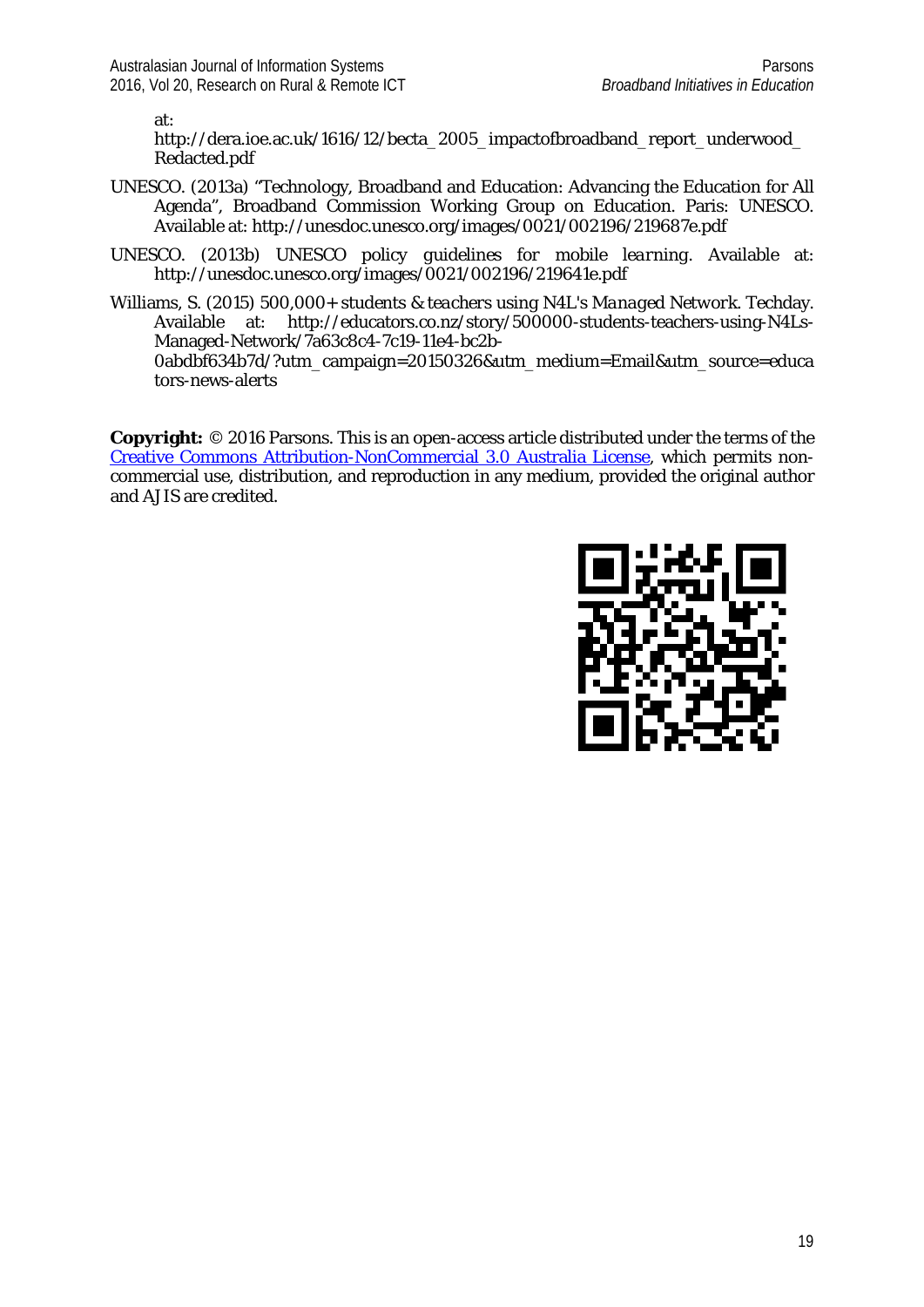at: http://dera.ioe.ac.uk/1616/12/becta_2005_impactofbroadband_report_underwood_Redacted.pdf

UNESCO. (2013a) "Technology, Broadband and Education: Advancing the Education for All Agenda", Broadband Commission Working Group on Education. Paris: UNESCO. Available at: http://unesdoc.unesco.org/images/0021/002196/219687e.pdf

UNESCO. (2013b) *UNESCO policy guidelines for mobile learning*. Available at: http://unesdoc.unesco.org/images/0021/002196/219641e.pdf

Williams, S. (2015) *500,000+ students & teachers using N4L's Managed Network*. Techday. Available at: http://educators.co.nz/story/500000-students-teachers-using-N4Ls-Managed-Network/7a63c8c4-7c19-11e4-bc2b-0abdbf634b7d/?utm_campaign=20150326&utm_medium=Email&utm_source=educators-news-alerts

**Copyright:** © 2016 Parsons. This is an open-access article distributed under the terms of the Creative Commons Attribution-NonCommercial 3.0 Australia License, which permits non-commercial use, distribution, and reproduction in any medium, provided the original author and AJIS are credited.